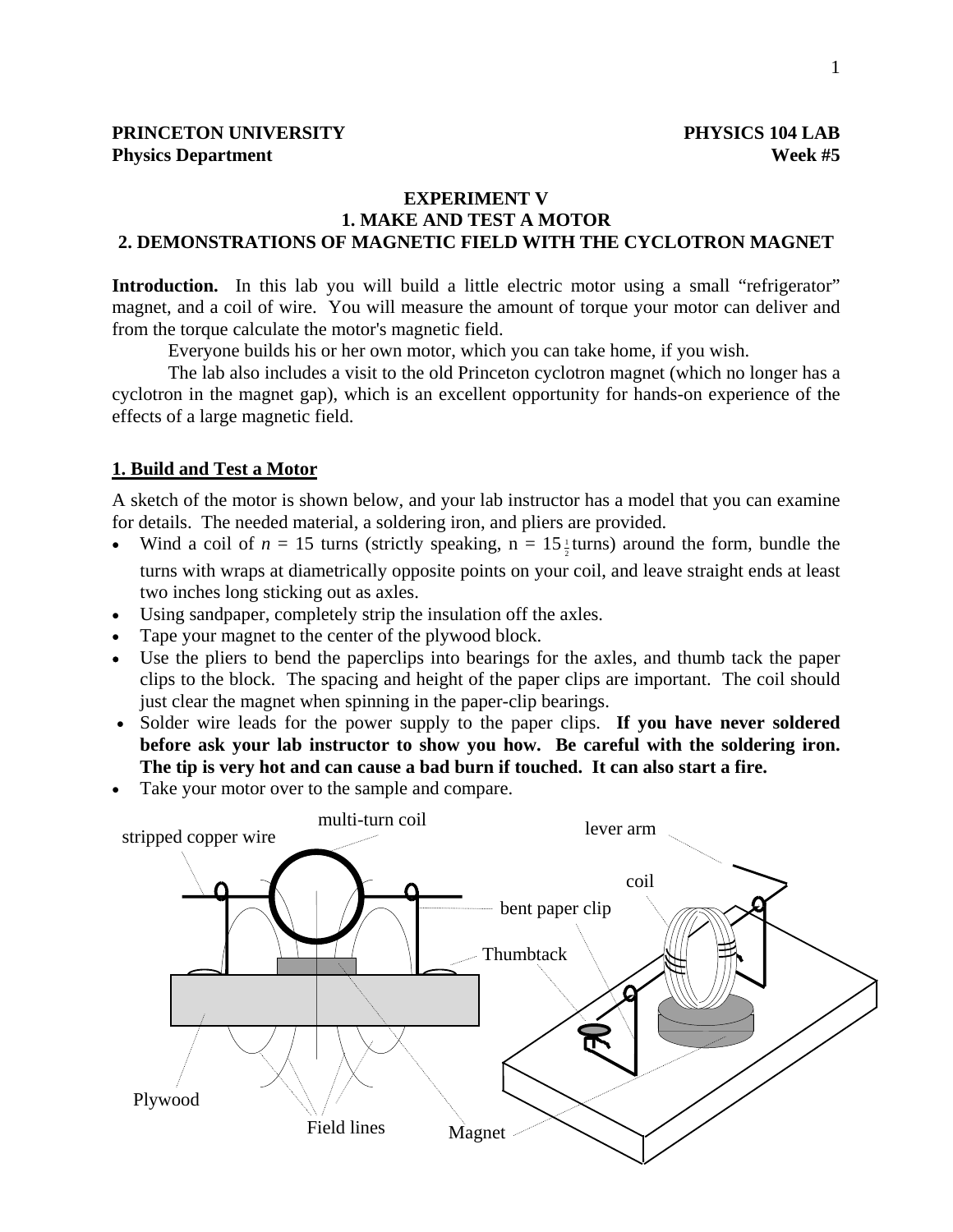**PRINCETON UNIVERSITY** **PHYSICS 104 LAB**
**Physics Department** **Week #5**

# EXPERIMENT V
## 1. MAKE AND TEST A MOTOR
## 2. DEMONSTRATIONS OF MAGNETIC FIELD WITH THE CYCLOTRON MAGNET

**Introduction.** In this lab you will build a little electric motor using a small "refrigerator" magnet, and a coil of wire. You will measure the amount of torque your motor can deliver and from the torque calculate the motor's magnetic field.

Everyone builds his or her own motor, which you can take home, if you wish.

The lab also includes a visit to the old Princeton cyclotron magnet (which no longer has a cyclotron in the magnet gap), which is an excellent opportunity for hands-on experience of the effects of a large magnetic field.

### 1. Build and Test a Motor

A sketch of the motor is shown below, and your lab instructor has a model that you can examine for details. The needed material, a soldering iron, and pliers are provided.

- Wind a coil of $n$ = 15 turns (strictly speaking, n = $15\frac{1}{2}$ turns) around the form, bundle the turns with wraps at diametrically opposite points on your coil, and leave straight ends at least two inches long sticking out as axles.
- Using sandpaper, completely strip the insulation off the axles.
- Tape your magnet to the center of the plywood block.
- Use the pliers to bend the paperclips into bearings for the axles, and thumb tack the paper clips to the block. The spacing and height of the paper clips are important. The coil should just clear the magnet when spinning in the paper-clip bearings.
- Solder wire leads for the power supply to the paper clips. **If you have never soldered before ask your lab instructor to show you how. Be careful with the soldering iron. The tip is very hot and can cause a bad burn if touched. It can also start a fire.**
- Take your motor over to the sample and compare.

stripped copper wire | multi-turn coil | lever arm | coil | bent paper clip | Thumbtack | Plywood | Field lines | Magnet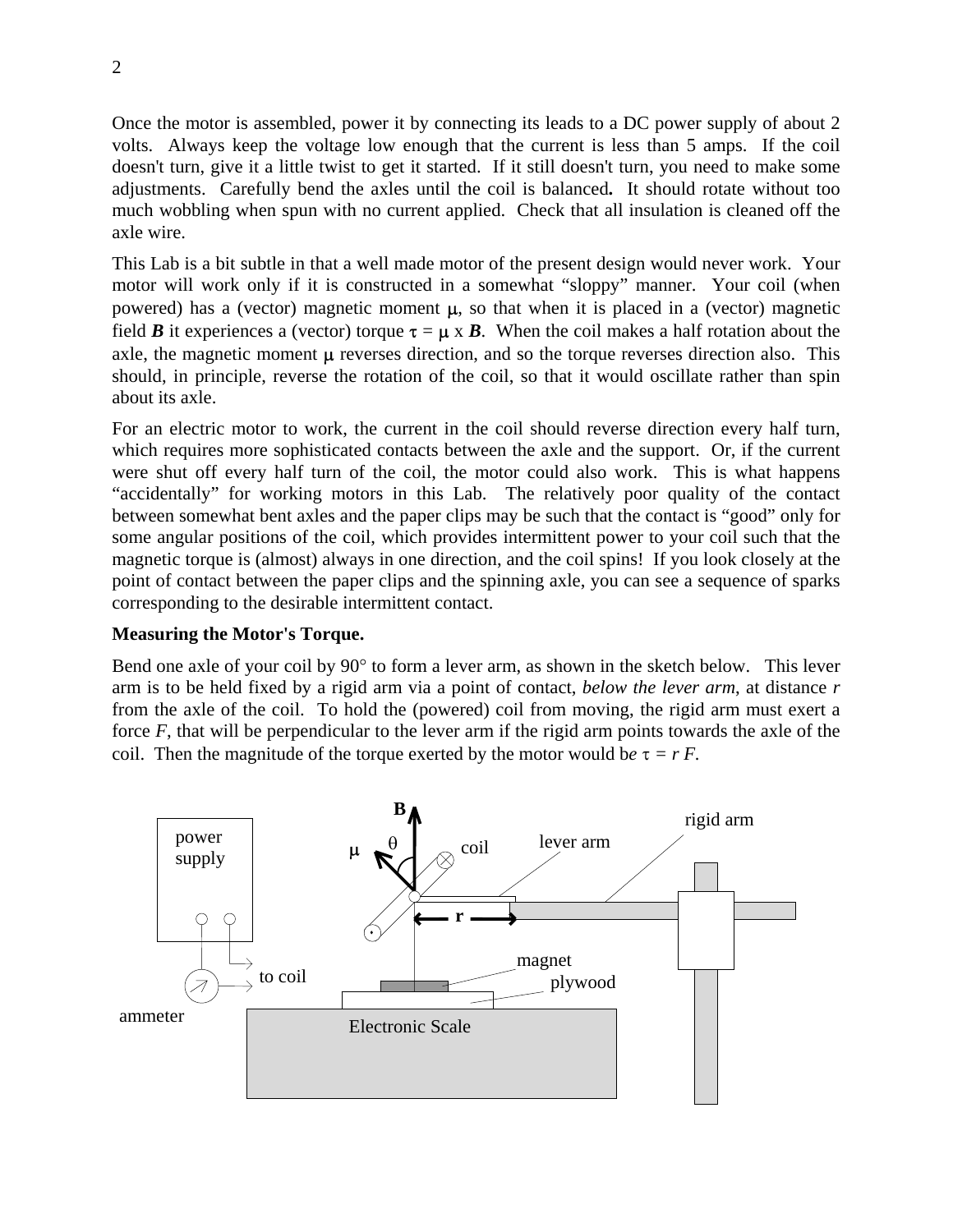Once the motor is assembled, power it by connecting its leads to a DC power supply of about 2 volts. Always keep the voltage low enough that the current is less than 5 amps. If the coil doesn't turn, give it a little twist to get it started. If it still doesn't turn, you need to make some adjustments. Carefully bend the axles until the coil is balanced**.** It should rotate without too much wobbling when spun with no current applied. Check that all insulation is cleaned off the axle wire.

This Lab is a bit subtle in that a well made motor of the present design would never work. Your motor will work only if it is constructed in a somewhat "sloppy" manner. Your coil (when powered) has a (vector) magnetic moment $\mu$, so that when it is placed in a (vector) magnetic field $\boldsymbol{B}$ it experiences a (vector) torque $\tau = \mu \times \boldsymbol{B}$. When the coil makes a half rotation about the axle, the magnetic moment $\mu$ reverses direction, and so the torque reverses direction also. This should, in principle, reverse the rotation of the coil, so that it would oscillate rather than spin about its axle.

For an electric motor to work, the current in the coil should reverse direction every half turn, which requires more sophisticated contacts between the axle and the support. Or, if the current were shut off every half turn of the coil, the motor could also work. This is what happens "accidentally" for working motors in this Lab. The relatively poor quality of the contact between somewhat bent axles and the paper clips may be such that the contact is "good" only for some angular positions of the coil, which provides intermittent power to your coil such that the magnetic torque is (almost) always in one direction, and the coil spins! If you look closely at the point of contact between the paper clips and the spinning axle, you can see a sequence of sparks corresponding to the desirable intermittent contact.

**Measuring the Motor's Torque.**

Bend one axle of your coil by 90° to form a lever arm, as shown in the sketch below. This lever arm is to be held fixed by a rigid arm via a point of contact, *below the lever arm*, at distance $r$ from the axle of the coil. To hold the (powered) coil from moving, the rigid arm must exert a force $F$, that will be perpendicular to the lever arm if the rigid arm points towards the axle of the coil. Then the magnitude of the torque exerted by the motor would be $\tau = r F$.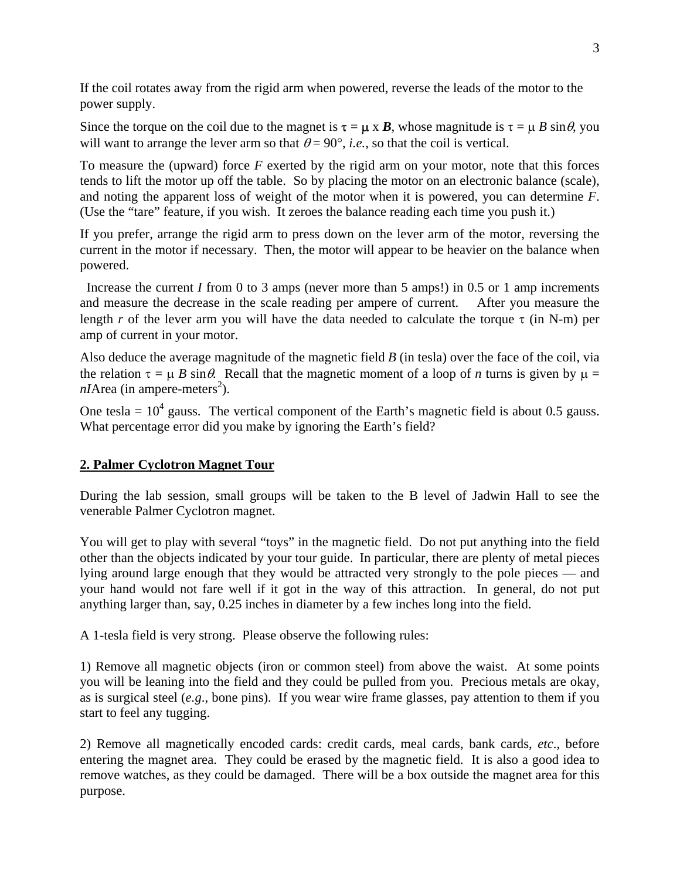If the coil rotates away from the rigid arm when powered, reverse the leads of the motor to the power supply.

Since the torque on the coil due to the magnet is $\tau = \mu \times \boldsymbol{B}$, whose magnitude is $\tau = \mu B \sin\theta$, you will want to arrange the lever arm so that $\theta = 90°$, *i.e.*, so that the coil is vertical.

To measure the (upward) force $F$ exerted by the rigid arm on your motor, note that this forces tends to lift the motor up off the table. So by placing the motor on an electronic balance (scale), and noting the apparent loss of weight of the motor when it is powered, you can determine $F$. (Use the "tare" feature, if you wish. It zeroes the balance reading each time you push it.)

If you prefer, arrange the rigid arm to press down on the lever arm of the motor, reversing the current in the motor if necessary. Then, the motor will appear to be heavier on the balance when powered.

Increase the current $I$ from 0 to 3 amps (never more than 5 amps!) in 0.5 or 1 amp increments and measure the decrease in the scale reading per ampere of current. After you measure the length $r$ of the lever arm you will have the data needed to calculate the torque $\tau$ (in N-m) per amp of current in your motor.

Also deduce the average magnitude of the magnetic field $B$ (in tesla) over the face of the coil, via the relation $\tau = \mu B \sin\theta$. Recall that the magnetic moment of a loop of $n$ turns is given by $\mu = nI\text{Area}$ (in ampere-meters$^2$).

One tesla = $10^4$ gauss. The vertical component of the Earth's magnetic field is about 0.5 gauss. What percentage error did you make by ignoring the Earth's field?

## 2. Palmer Cyclotron Magnet Tour

During the lab session, small groups will be taken to the B level of Jadwin Hall to see the venerable Palmer Cyclotron magnet.

You will get to play with several "toys" in the magnetic field. Do not put anything into the field other than the objects indicated by your tour guide. In particular, there are plenty of metal pieces lying around large enough that they would be attracted very strongly to the pole pieces — and your hand would not fare well if it got in the way of this attraction. In general, do not put anything larger than, say, 0.25 inches in diameter by a few inches long into the field.

A 1-tesla field is very strong. Please observe the following rules:

1) Remove all magnetic objects (iron or common steel) from above the waist. At some points you will be leaning into the field and they could be pulled from you. Precious metals are okay, as is surgical steel (*e.g.*, bone pins). If you wear wire frame glasses, pay attention to them if you start to feel any tugging.

2) Remove all magnetically encoded cards: credit cards, meal cards, bank cards, *etc*., before entering the magnet area. They could be erased by the magnetic field. It is also a good idea to remove watches, as they could be damaged. There will be a box outside the magnet area for this purpose.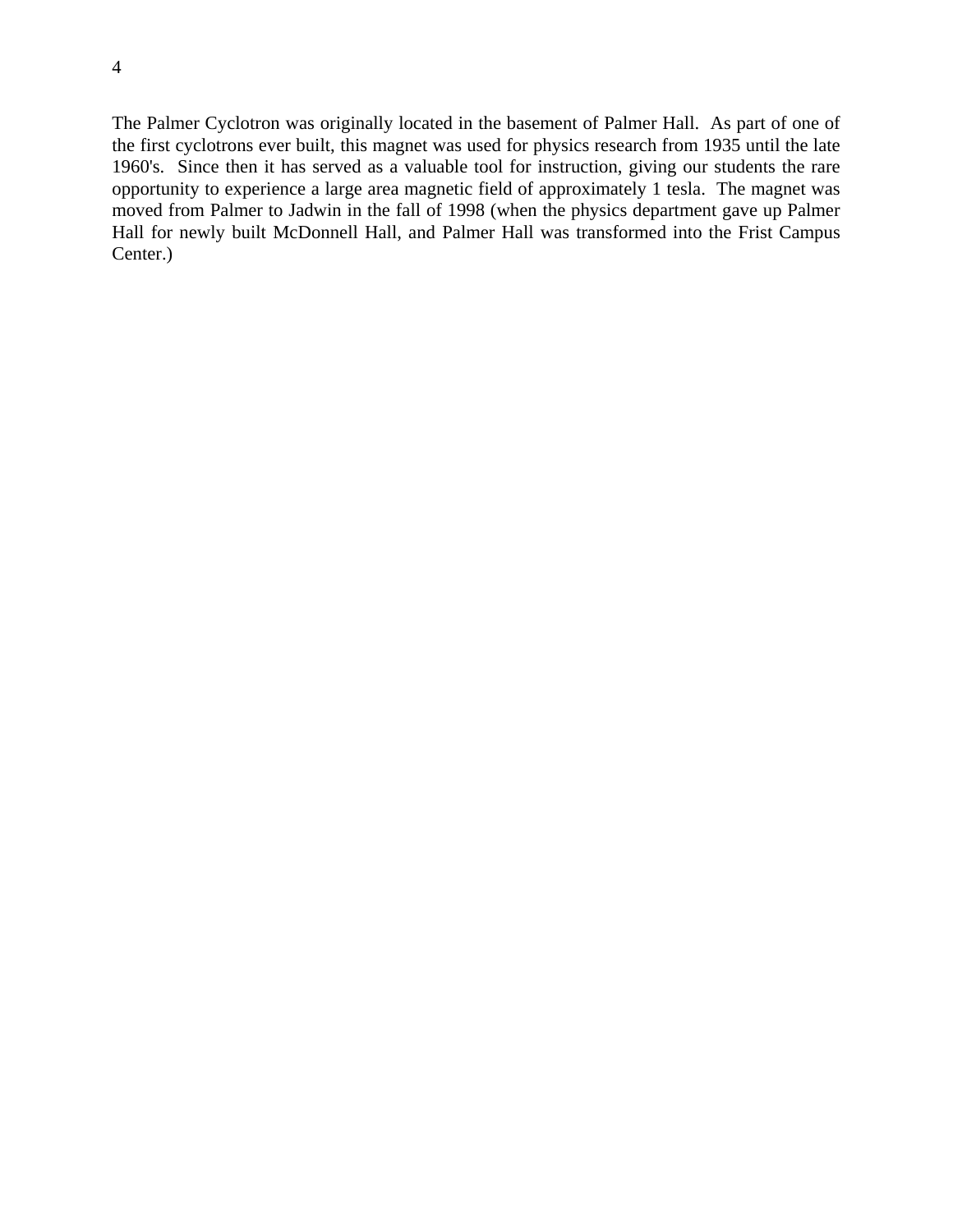The Palmer Cyclotron was originally located in the basement of Palmer Hall. As part of one of the first cyclotrons ever built, this magnet was used for physics research from 1935 until the late 1960's. Since then it has served as a valuable tool for instruction, giving our students the rare opportunity to experience a large area magnetic field of approximately 1 tesla. The magnet was moved from Palmer to Jadwin in the fall of 1998 (when the physics department gave up Palmer Hall for newly built McDonnell Hall, and Palmer Hall was transformed into the Frist Campus Center.)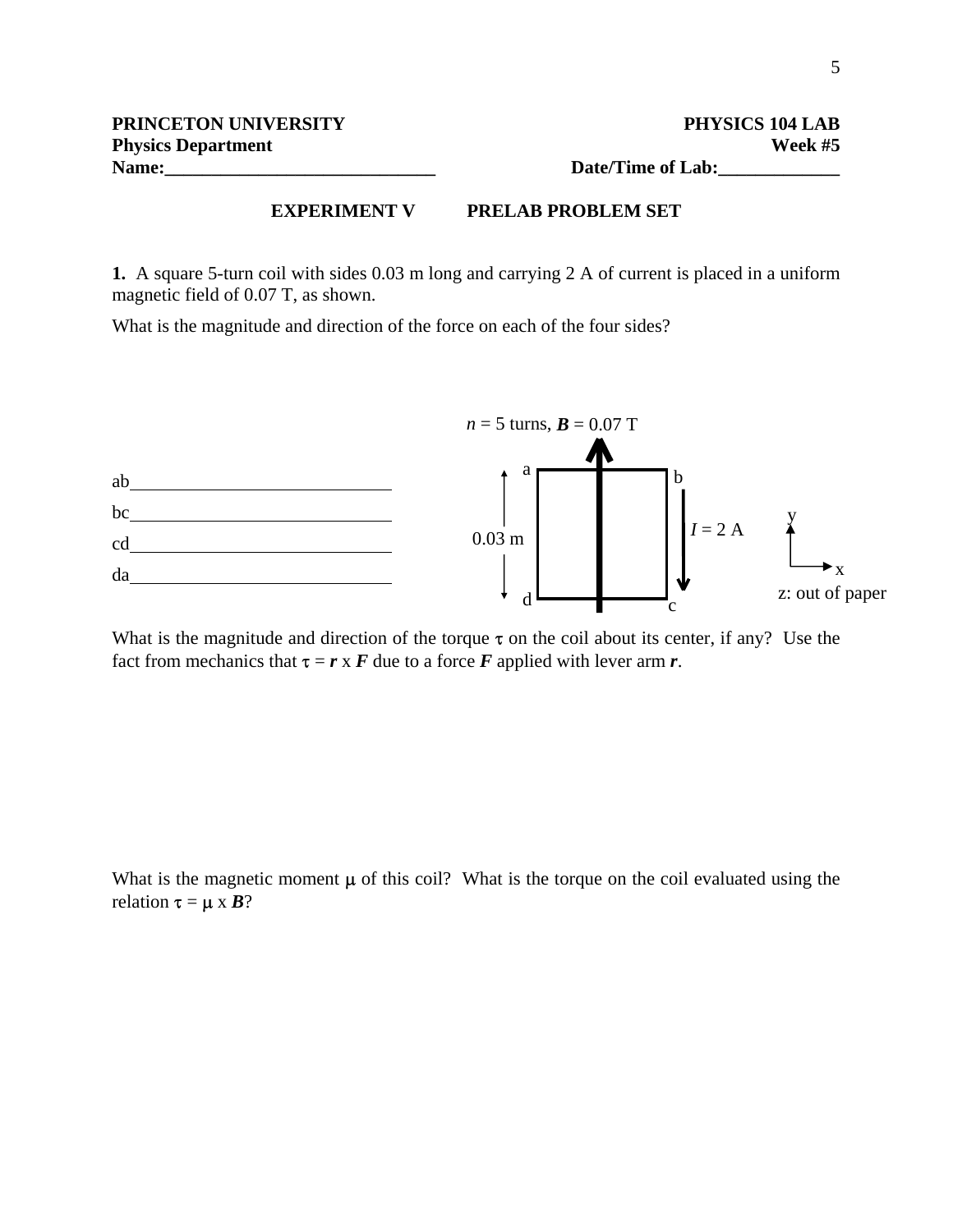**PRINCETON UNIVERSITY** **PHYSICS 104 LAB**
**Physics Department** **Week #5**
**Name:______________________________** **Date/Time of Lab:_____________**

## EXPERIMENT V PRELAB PROBLEM SET

**1.** A square 5-turn coil with sides 0.03 m long and carrying 2 A of current is placed in a uniform magnetic field of 0.07 T, as shown.

What is the magnitude and direction of the force on each of the four sides?

ab______________________________

bc______________________________

cd______________________________

da______________________________

$n$ = 5 turns, $\boldsymbol{B}$ = 0.07 T

a

b

0.03 m

$I$ = 2 A

d

c

y

x

z: out of paper

What is the magnitude and direction of the torque $\tau$ on the coil about its center, if any? Use the fact from mechanics that $\tau = \boldsymbol{r} \times \boldsymbol{F}$ due to a force $\boldsymbol{F}$ applied with lever arm $\boldsymbol{r}$.

What is the magnetic moment $\mu$ of this coil? What is the torque on the coil evaluated using the relation $\tau = \mu \times \boldsymbol{B}$?